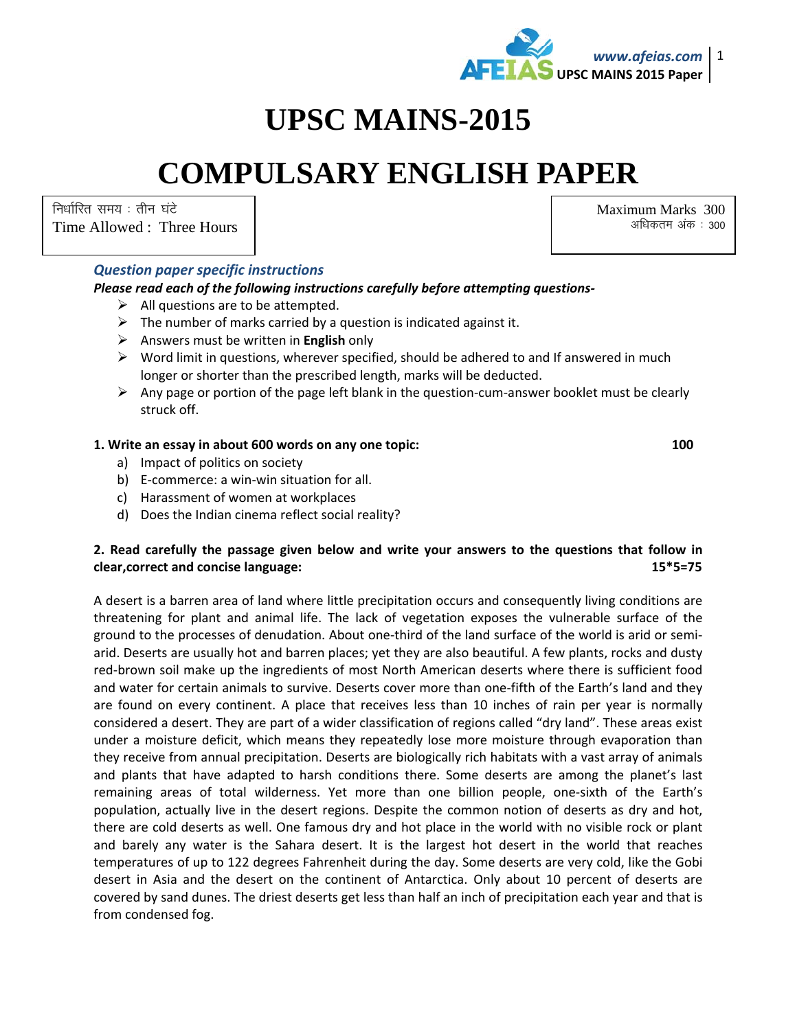# UPSC MAINS-2015

# COMPULSARY ENGLISH PAPER

निर्धारित समय : तीन घंटे
Time Allowed : Three Hours

Maximum Marks 300
अधिकतम अंक : 300

*Question paper specific instructions*

***Please read each of the following instructions carefully before attempting questions-***

- All questions are to be attempted.
- The number of marks carried by a question is indicated against it.
- Answers must be written in **English** only
- Word limit in questions, wherever specified, should be adhered to and If answered in much longer or shorter than the prescribed length, marks will be deducted.
- Any page or portion of the page left blank in the question-cum-answer booklet must be clearly struck off.

**1. Write an essay in about 600 words on any one topic: 100**

a) Impact of politics on society
b) E-commerce: a win-win situation for all.
c) Harassment of women at workplaces
d) Does the Indian cinema reflect social reality?

**2. Read carefully the passage given below and write your answers to the questions that follow in clear,correct and concise language: 15*5=75**

A desert is a barren area of land where little precipitation occurs and consequently living conditions are threatening for plant and animal life. The lack of vegetation exposes the vulnerable surface of the ground to the processes of denudation. About one-third of the land surface of the world is arid or semi-arid. Deserts are usually hot and barren places; yet they are also beautiful. A few plants, rocks and dusty red-brown soil make up the ingredients of most North American deserts where there is sufficient food and water for certain animals to survive. Deserts cover more than one-fifth of the Earth's land and they are found on every continent. A place that receives less than 10 inches of rain per year is normally considered a desert. They are part of a wider classification of regions called "dry land". These areas exist under a moisture deficit, which means they repeatedly lose more moisture through evaporation than they receive from annual precipitation. Deserts are biologically rich habitats with a vast array of animals and plants that have adapted to harsh conditions there. Some deserts are among the planet's last remaining areas of total wilderness. Yet more than one billion people, one-sixth of the Earth's population, actually live in the desert regions. Despite the common notion of deserts as dry and hot, there are cold deserts as well. One famous dry and hot place in the world with no visible rock or plant and barely any water is the Sahara desert. It is the largest hot desert in the world that reaches temperatures of up to 122 degrees Fahrenheit during the day. Some deserts are very cold, like the Gobi desert in Asia and the desert on the continent of Antarctica. Only about 10 percent of deserts are covered by sand dunes. The driest deserts get less than half an inch of precipitation each year and that is from condensed fog.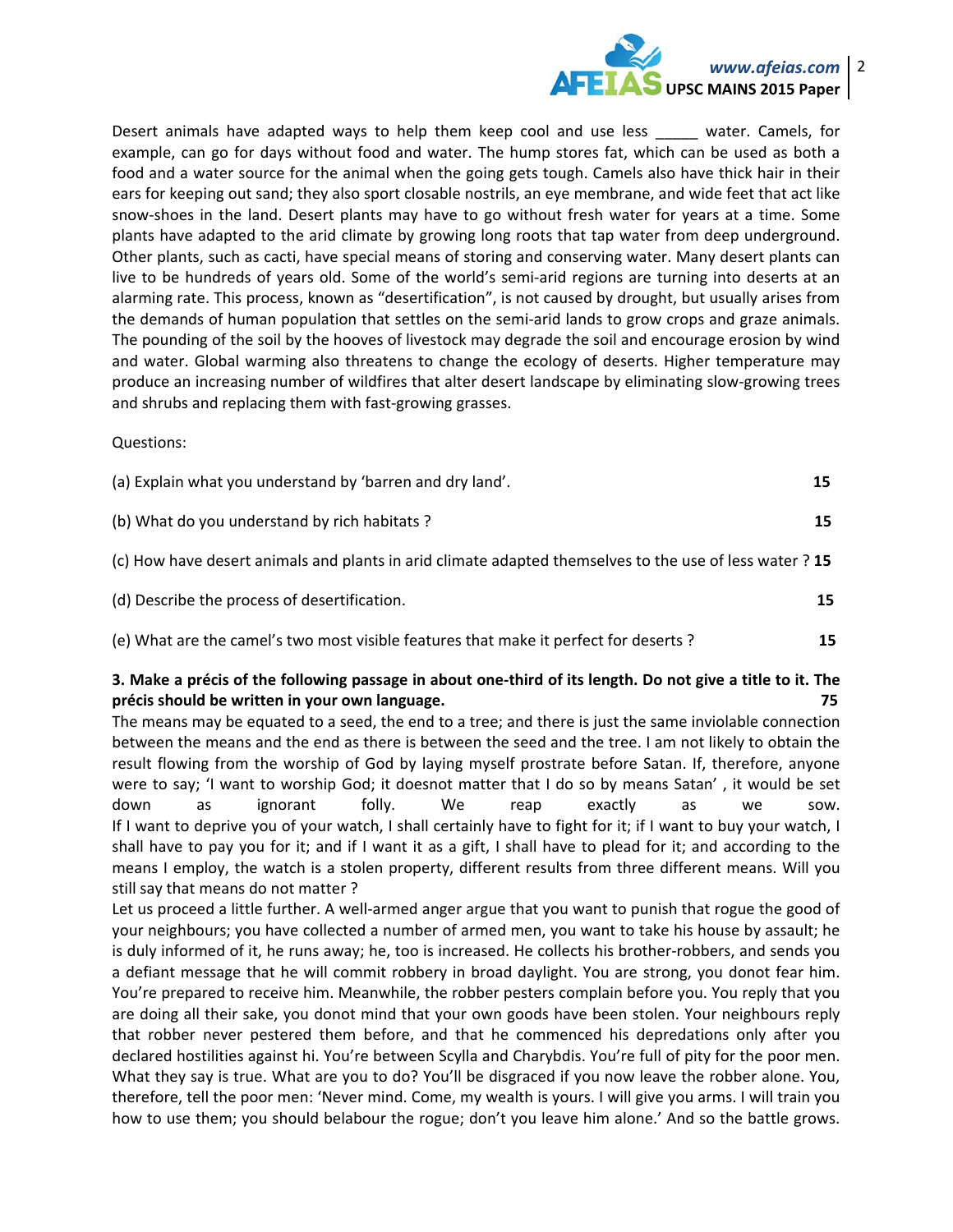Desert animals have adapted ways to help them keep cool and use less _____ water. Camels, for example, can go for days without food and water. The hump stores fat, which can be used as both a food and a water source for the animal when the going gets tough. Camels also have thick hair in their ears for keeping out sand; they also sport closable nostrils, an eye membrane, and wide feet that act like snow-shoes in the land. Desert plants may have to go without fresh water for years at a time. Some plants have adapted to the arid climate by growing long roots that tap water from deep underground. Other plants, such as cacti, have special means of storing and conserving water. Many desert plants can live to be hundreds of years old. Some of the world's semi-arid regions are turning into deserts at an alarming rate. This process, known as "desertification", is not caused by drought, but usually arises from the demands of human population that settles on the semi-arid lands to grow crops and graze animals. The pounding of the soil by the hooves of livestock may degrade the soil and encourage erosion by wind and water. Global warming also threatens to change the ecology of deserts. Higher temperature may produce an increasing number of wildfires that alter desert landscape by eliminating slow-growing trees and shrubs and replacing them with fast-growing grasses.

Questions:

(a) Explain what you understand by 'barren and dry land'. **15**

(b) What do you understand by rich habitats ? **15**

(c) How have desert animals and plants in arid climate adapted themselves to the use of less water ? **15**

(d) Describe the process of desertification. **15**

(e) What are the camel's two most visible features that make it perfect for deserts ? **15**

**3. Make a précis of the following passage in about one-third of its length. Do not give a title to it. The précis should be written in your own language. 75**

The means may be equated to a seed, the end to a tree; and there is just the same inviolable connection between the means and the end as there is between the seed and the tree. I am not likely to obtain the result flowing from the worship of God by laying myself prostrate before Satan. If, therefore, anyone were to say; 'I want to worship God; it doesnot matter that I do so by means Satan' , it would be set down as ignorant folly. We reap exactly as we sow.

If I want to deprive you of your watch, I shall certainly have to fight for it; if I want to buy your watch, I shall have to pay you for it; and if I want it as a gift, I shall have to plead for it; and according to the means I employ, the watch is a stolen property, different results from three different means. Will you still say that means do not matter ?

Let us proceed a little further. A well-armed anger argue that you want to punish that rogue the good of your neighbours; you have collected a number of armed men, you want to take his house by assault; he is duly informed of it, he runs away; he, too is increased. He collects his brother-robbers, and sends you a defiant message that he will commit robbery in broad daylight. You are strong, you donot fear him. You're prepared to receive him. Meanwhile, the robber pesters complain before you. You reply that you are doing all their sake, you donot mind that your own goods have been stolen. Your neighbours reply that robber never pestered them before, and that he commenced his depredations only after you declared hostilities against hi. You're between Scylla and Charybdis. You're full of pity for the poor men. What they say is true. What are you to do? You'll be disgraced if you now leave the robber alone. You, therefore, tell the poor men: 'Never mind. Come, my wealth is yours. I will give you arms. I will train you how to use them; you should belabour the rogue; don't you leave him alone.' And so the battle grows.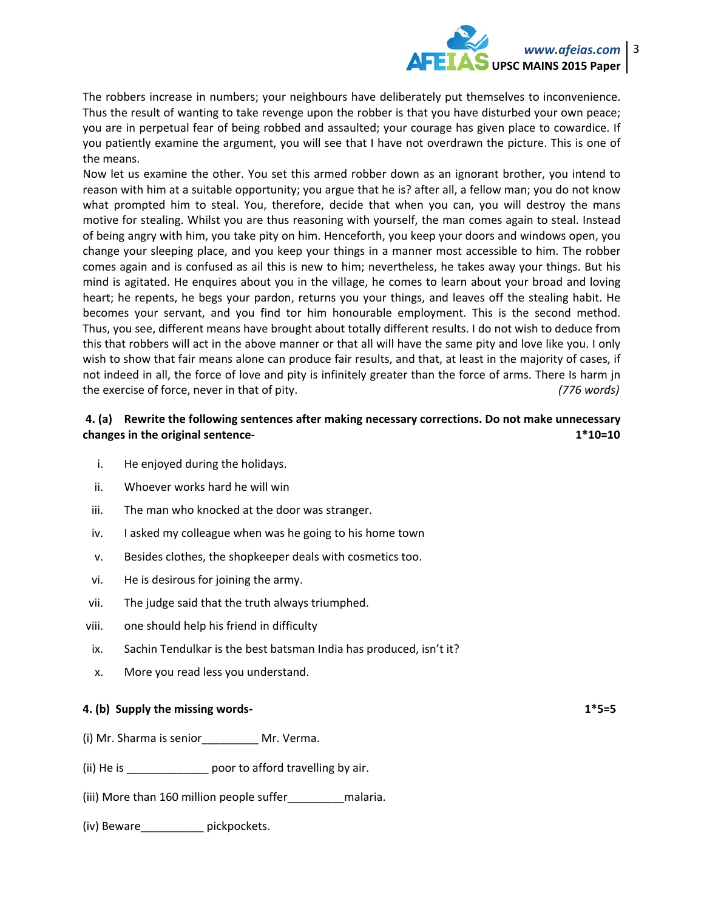The robbers increase in numbers; your neighbours have deliberately put themselves to inconvenience. Thus the result of wanting to take revenge upon the robber is that you have disturbed your own peace; you are in perpetual fear of being robbed and assaulted; your courage has given place to cowardice. If you patiently examine the argument, you will see that I have not overdrawn the picture. This is one of the means.

Now let us examine the other. You set this armed robber down as an ignorant brother, you intend to reason with him at a suitable opportunity; you argue that he is? after all, a fellow man; you do not know what prompted him to steal. You, therefore, decide that when you can, you will destroy the mans motive for stealing. Whilst you are thus reasoning with yourself, the man comes again to steal. Instead of being angry with him, you take pity on him. Henceforth, you keep your doors and windows open, you change your sleeping place, and you keep your things in a manner most accessible to him. The robber comes again and is confused as ail this is new to him; nevertheless, he takes away your things. But his mind is agitated. He enquires about you in the village, he comes to learn about your broad and loving heart; he repents, he begs your pardon, returns you your things, and leaves off the stealing habit. He becomes your servant, and you find tor him honourable employment. This is the second method. Thus, you see, different means have brought about totally different results. I do not wish to deduce from this that robbers will act in the above manner or that all will have the same pity and love like you. I only wish to show that fair means alone can produce fair results, and that, at least in the majority of cases, if not indeed in all, the force of love and pity is infinitely greater than the force of arms. There Is harm jn the exercise of force, never in that of pity. *(776 words)*

**4. (a) Rewrite the following sentences after making necessary corrections. Do not make unnecessary changes in the original sentence- 1*10=10**

i. He enjoyed during the holidays.

ii. Whoever works hard he will win

iii. The man who knocked at the door was stranger.

iv. I asked my colleague when was he going to his home town

v. Besides clothes, the shopkeeper deals with cosmetics too.

vi. He is desirous for joining the army.

vii. The judge said that the truth always triumphed.

viii. one should help his friend in difficulty

ix. Sachin Tendulkar is the best batsman India has produced, isn't it?

x. More you read less you understand.

**4. (b) Supply the missing words- 1*5=5**

(i) Mr. Sharma is senior_________ Mr. Verma.

(ii) He is _____________ poor to afford travelling by air.

(iii) More than 160 million people suffer_________malaria.

(iv) Beware__________ pickpockets.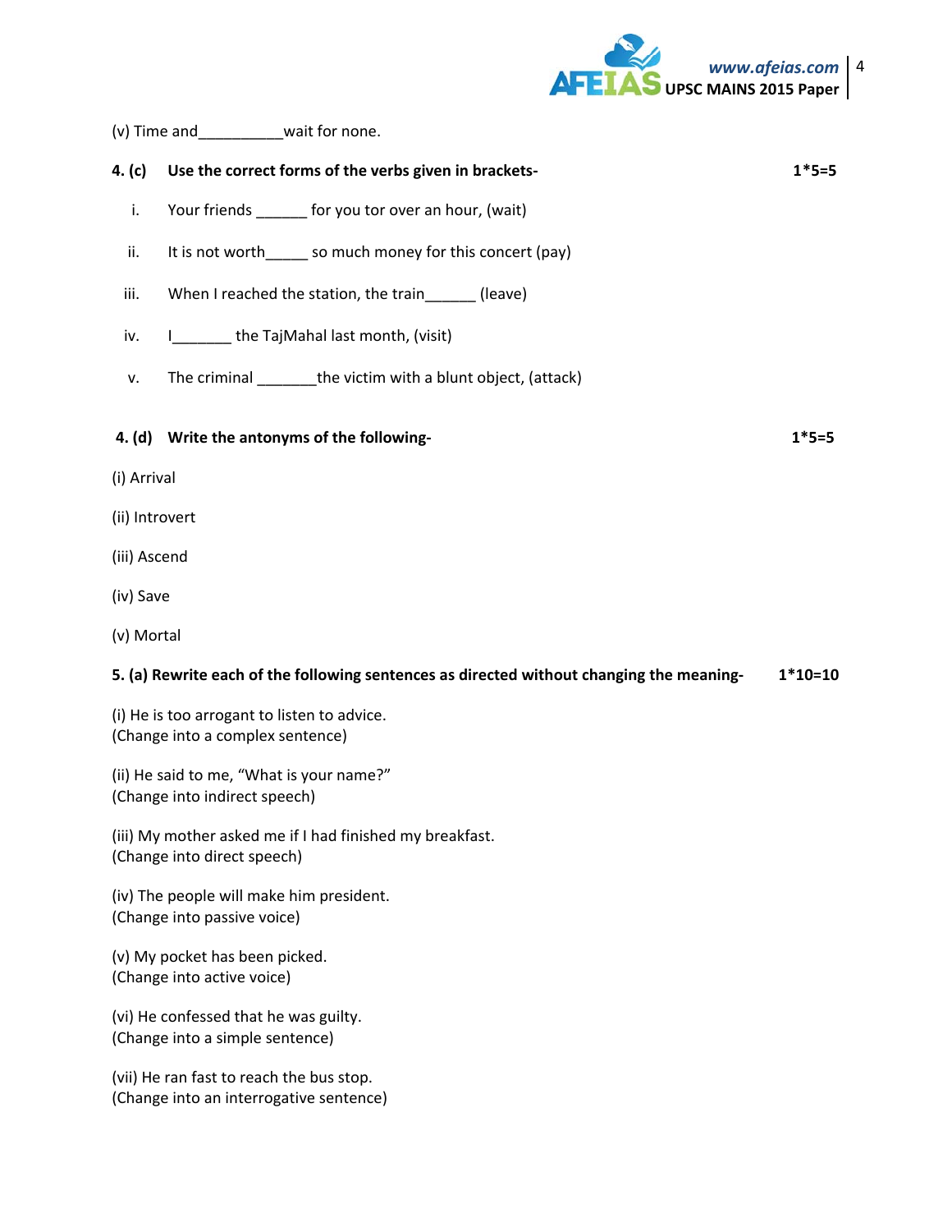(v) Time and__________wait for none.

**4. (c) Use the correct forms of the verbs given in brackets-** **1*5=5**

i. Your friends ______ for you tor over an hour, (wait)

ii. It is not worth_____ so much money for this concert (pay)

iii. When I reached the station, the train______ (leave)

iv. I_______ the TajMahal last month, (visit)

v. The criminal _______the victim with a blunt object, (attack)

**4. (d) Write the antonyms of the following-** **1*5=5**

(i) Arrival

(ii) Introvert

(iii) Ascend

(iv) Save

(v) Mortal

**5. (a) Rewrite each of the following sentences as directed without changing the meaning-** **1*10=10**

(i) He is too arrogant to listen to advice.
(Change into a complex sentence)

(ii) He said to me, "What is your name?"
(Change into indirect speech)

(iii) My mother asked me if I had finished my breakfast.
(Change into direct speech)

(iv) The people will make him president.
(Change into passive voice)

(v) My pocket has been picked.
(Change into active voice)

(vi) He confessed that he was guilty.
(Change into a simple sentence)

(vii) He ran fast to reach the bus stop.
(Change into an interrogative sentence)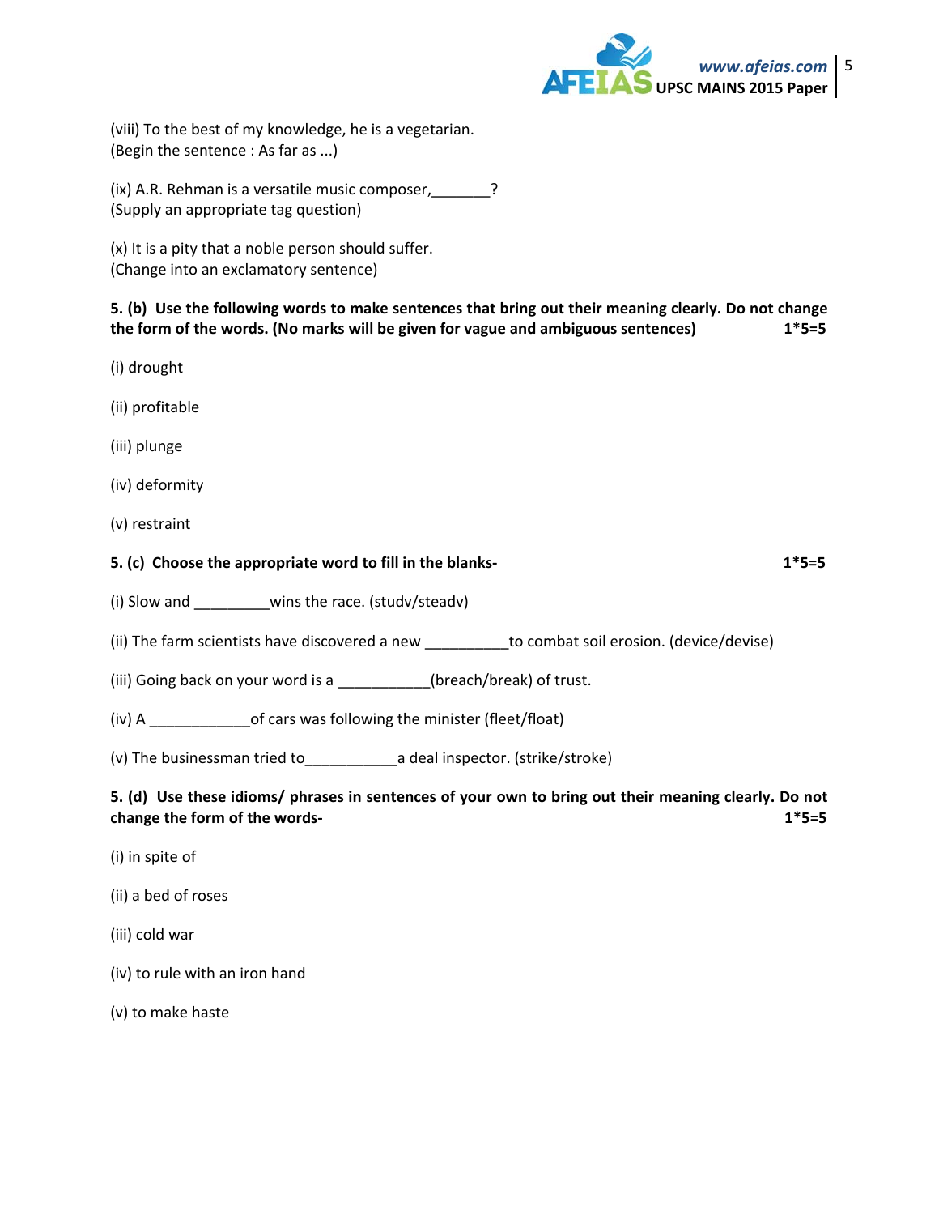(viii) To the best of my knowledge, he is a vegetarian.
(Begin the sentence : As far as ...)

(ix) A.R. Rehman is a versatile music composer,_______?
(Supply an appropriate tag question)

(x) It is a pity that a noble person should suffer.
(Change into an exclamatory sentence)

**5. (b) Use the following words to make sentences that bring out their meaning clearly. Do not change the form of the words. (No marks will be given for vague and ambiguous sentences) 1*5=5**

(i) drought

(ii) profitable

(iii) plunge

(iv) deformity

(v) restraint

**5. (c) Choose the appropriate word to fill in the blanks- 1*5=5**

(i) Slow and _________wins the race. (studv/steadv)

(ii) The farm scientists have discovered a new __________to combat soil erosion. (device/devise)

(iii) Going back on your word is a ___________(breach/break) of trust.

(iv) A ____________of cars was following the minister (fleet/float)

(v) The businessman tried to___________a deal inspector. (strike/stroke)

**5. (d) Use these idioms/ phrases in sentences of your own to bring out their meaning clearly. Do not change the form of the words- 1*5=5**

(i) in spite of

(ii) a bed of roses

(iii) cold war

(iv) to rule with an iron hand

(v) to make haste